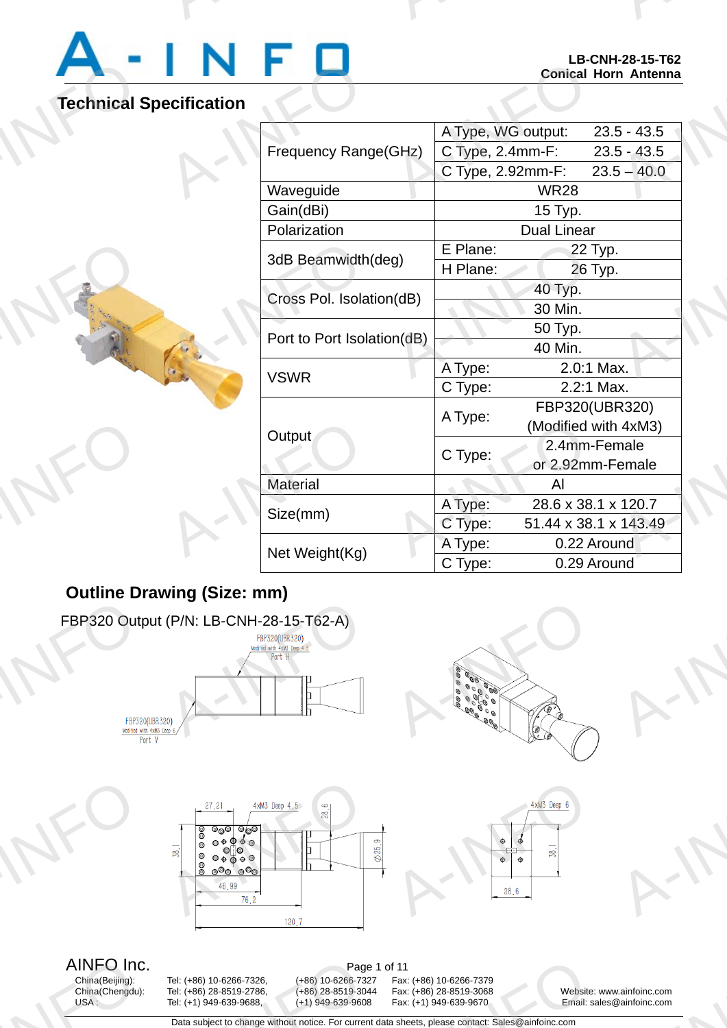**LB-CNH-28-15-T62**
**Conical Horn Antenna**

## Technical Specification

| Parameter | | |
|---|---|---|
| Frequency Range(GHz) | A Type, WG output: | 23.5 - 43.5 |
| | C Type, 2.4mm-F: | 23.5 - 43.5 |
| | C Type, 2.92mm-F: | 23.5 – 40.0 |
| Waveguide | WR28 | |
| Gain(dBi) | 15 Typ. | |
| Polarization | Dual Linear | |
| 3dB Beamwidth(deg) | E Plane: | 22 Typ. |
| | H Plane: | 26 Typ. |
| Cross Pol. Isolation(dB) | 40 Typ. | |
| | 30 Min. | |
| Port to Port Isolation(dB) | 50 Typ. | |
| | 40 Min. | |
| VSWR | A Type: | 2.0:1 Max. |
| | C Type: | 2.2:1 Max. |
| Output | A Type: | FBP320(UBR320) (Modified with 4xM3) |
| | C Type: | 2.4mm-Female or 2.92mm-Female |
| Material | Al | |
| Size(mm) | A Type: | 28.6 x 38.1 x 120.7 |
| | C Type: | 51.44 x 38.1 x 143.49 |
| Net Weight(Kg) | A Type: | 0.22 Around |
| | C Type: | 0.29 Around |

## Outline Drawing (Size: mm)

FBP320 Output (P/N: LB-CNH-28-15-T62-A)

FBP320(UBR320) Modified with 4xM3 Deep 4.5 Port H

FBP320(UBR320) Modified with 4xM3 Deep 6 Port V

27.21, 4xM3 Deep 4.5, 28.6, 38.1, Ø25.9, 46.99, 76.2, 120.7

4xM3 Deep 6, 38.1, 28.6

AINFO Inc.

| | Tel | | Fax |
|---|---|---|---|
| China(Beijing): | Tel: (+86) 10-6266-7326, | (+86) 10-6266-7327 | Fax: (+86) 10-6266-7379 |
| China(Chengdu): | Tel: (+86) 28-8519-2786, | (+86) 28-8519-3044 | Fax: (+86) 28-8519-3068 |
| USA : | Tel: (+1) 949-639-9688, | (+1) 949-639-9608 | Fax: (+1) 949-639-9670 |

Website: www.ainfoinc.com
Email: sales@ainfoinc.com

Data subject to change without notice. For current data sheets, please contact: Sales@ainfoinc.com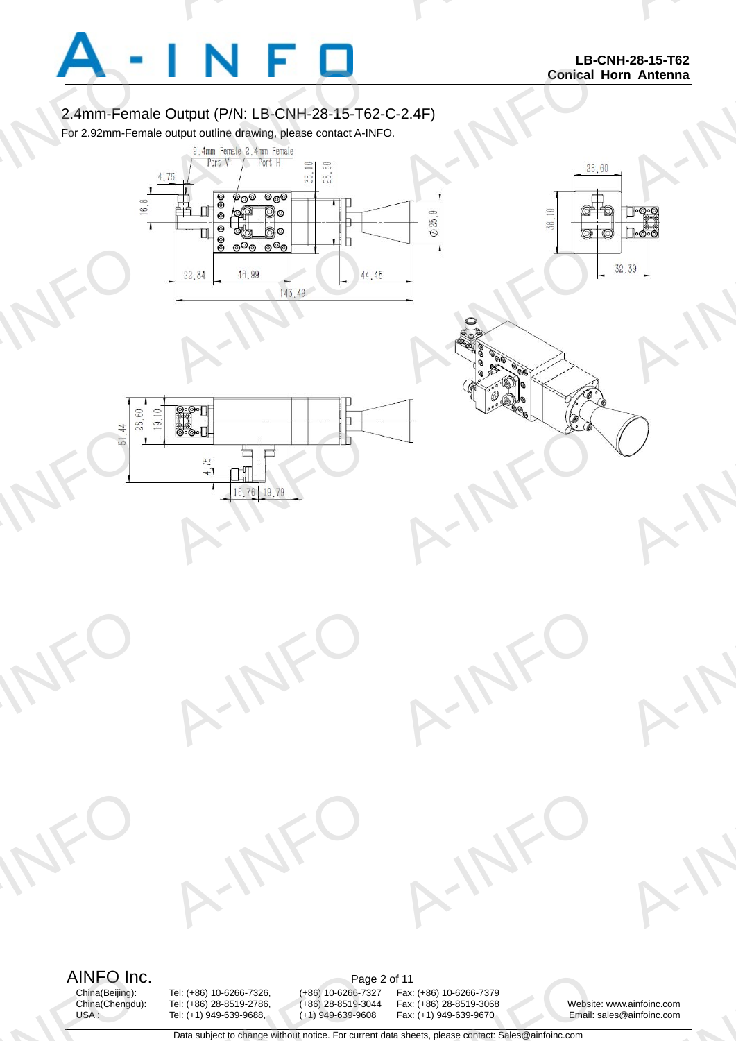## 2.4mm-Female Output (P/N: LB-CNH-28-15-T62-C-2.4F)

For 2.92mm-Female output outline drawing, please contact A-INFO.

2.4mm Female Port V 2.4mm Female Port H

4.75 16.8 38.10 28.60 Ø25.9 22.84 46.99 44.45 143.49

28.60 38.10 32.39

51.44 28.60 19.10 4.75 16.76 19.79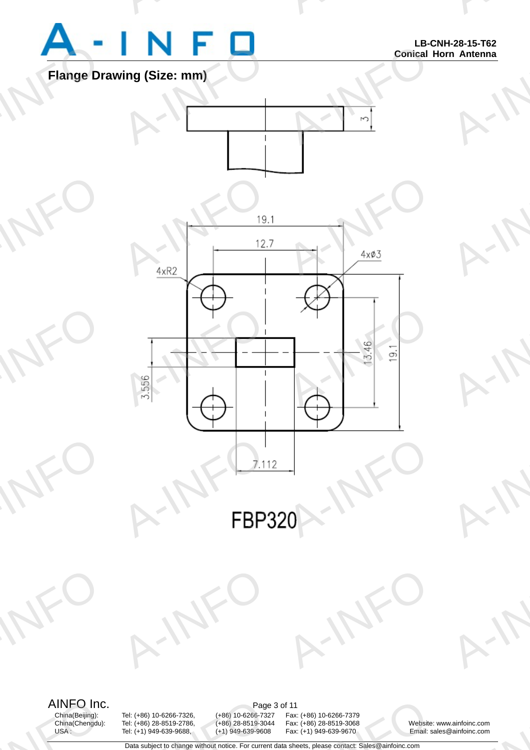## Flange Drawing (Size: mm)

3

19.1

12.7

4xR2

4xØ3

3.556

13.46

19.1

7.112

FBP320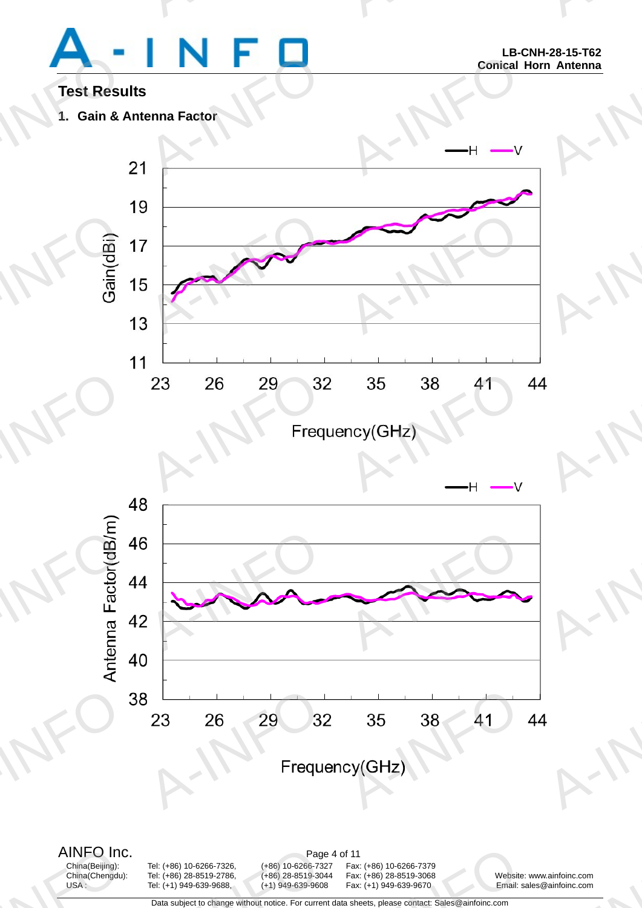## Test Results

**1. Gain & Antenna Factor**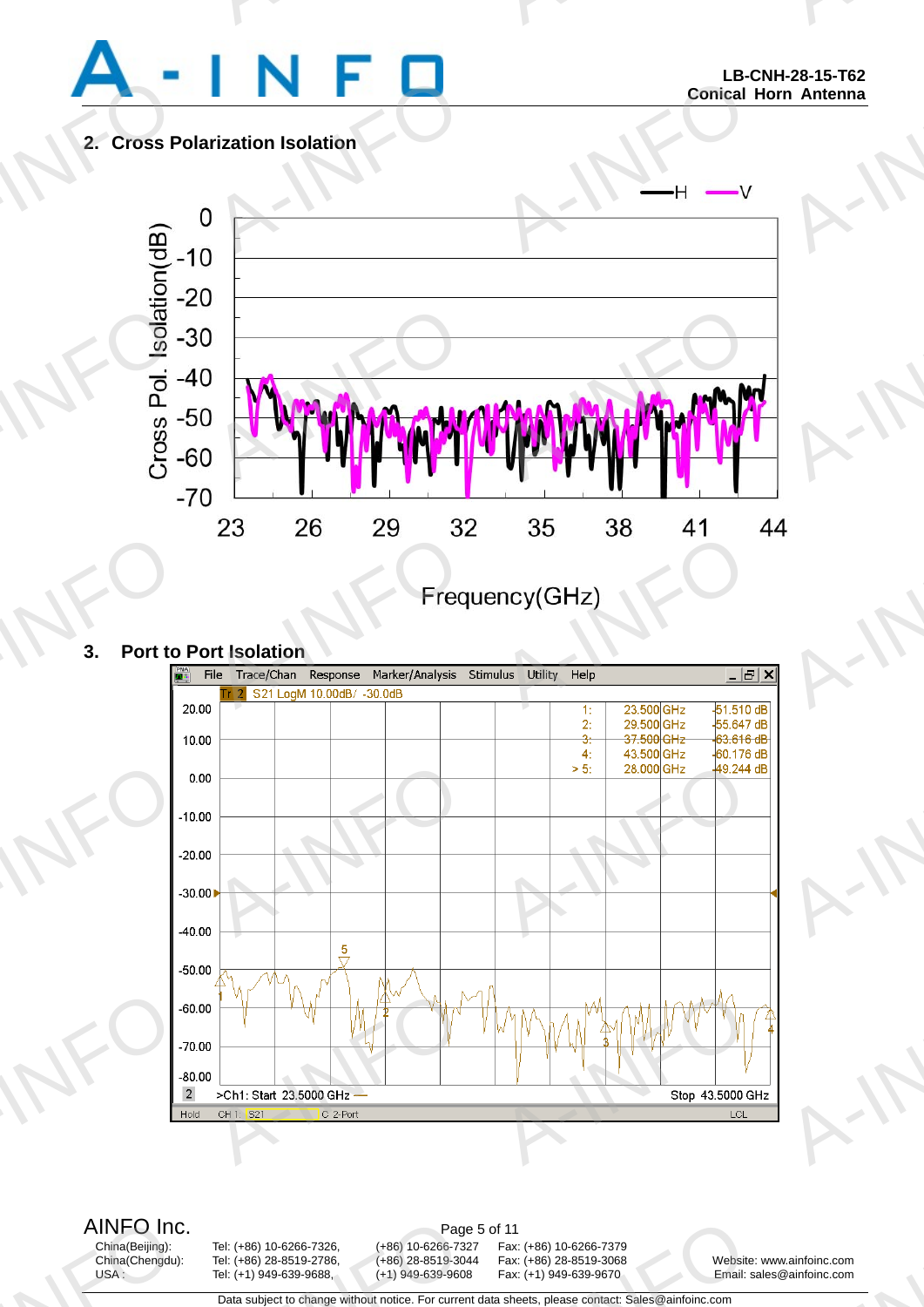## 2. Cross Polarization Isolation

## 3. Port to Port Isolation

AINFO Inc.

China(Beijing): Tel: (+86) 10-6266-7326, (+86) 10-6266-7327 Fax: (+86) 10-6266-7379

China(Chengdu): Tel: (+86) 28-8519-2786, (+86) 28-8519-3044 Fax: (+86) 28-8519-3068 Website: www.ainfoinc.com

USA : Tel: (+1) 949-639-9688, (+1) 949-639-9608 Fax: (+1) 949-639-9670 Email: sales@ainfoinc.com

Data subject to change without notice. For current data sheets, please contact: Sales@ainfoinc.com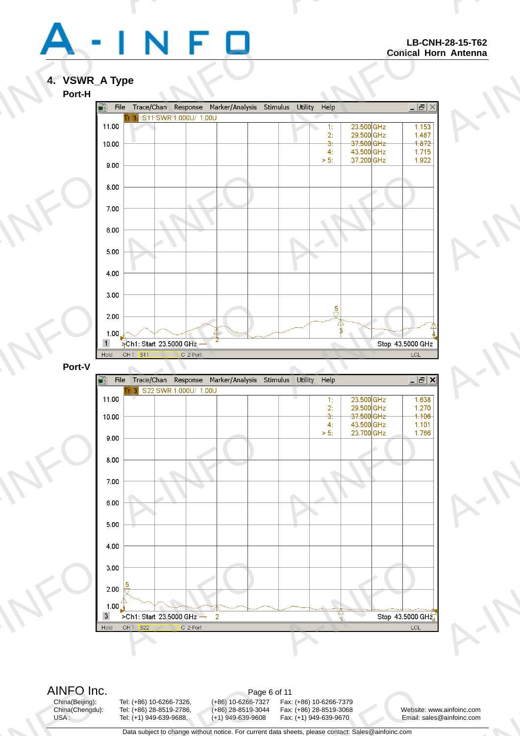## 4. VSWR_A Type

**Port-H**

Tr 1 S11 SWR 1.000U/ 1.00U

| Marker | Frequency | SWR |
|---|---|---|
| 1: | 23.500 GHz | 1.153 |
| 2: | 29.500 GHz | 1.467 |
| 3: | 37.500 GHz | 1.872 |
| 4: | 43.500 GHz | 1.715 |
| > 5: | 37.200 GHz | 1.922 |

>Ch1: Start 23.5000 GHz — Stop 43.5000 GHz

**Port-V**

Tr 3 S22 SWR 1.000U/ 1.00U

| Marker | Frequency | SWR |
|---|---|---|
| 1: | 23.500 GHz | 1.638 |
| 2: | 29.500 GHz | 1.270 |
| 3: | 37.500 GHz | 1.106 |
| 4: | 43.500 GHz | 1.101 |
| > 5: | 23.700 GHz | 1.766 |

>Ch1: Start 23.5000 GHz — Stop 43.5000 GHz

AINFO Inc.

| | | | |
|---|---|---|---|
| China(Beijing): | Tel: (+86) 10-6266-7326, | (+86) 10-6266-7327 | Fax: (+86) 10-6266-7379 |
| China(Chengdu): | Tel: (+86) 28-8519-2786, | (+86) 28-8519-3044 | Fax: (+86) 28-8519-3068 |
| USA : | Tel: (+1) 949-639-9688, | (+1) 949-639-9608 | Fax: (+1) 949-639-9670 |

Website: www.ainfoinc.com
Email: sales@ainfoinc.com

Data subject to change without notice. For current data sheets, please contact: Sales@ainfoinc.com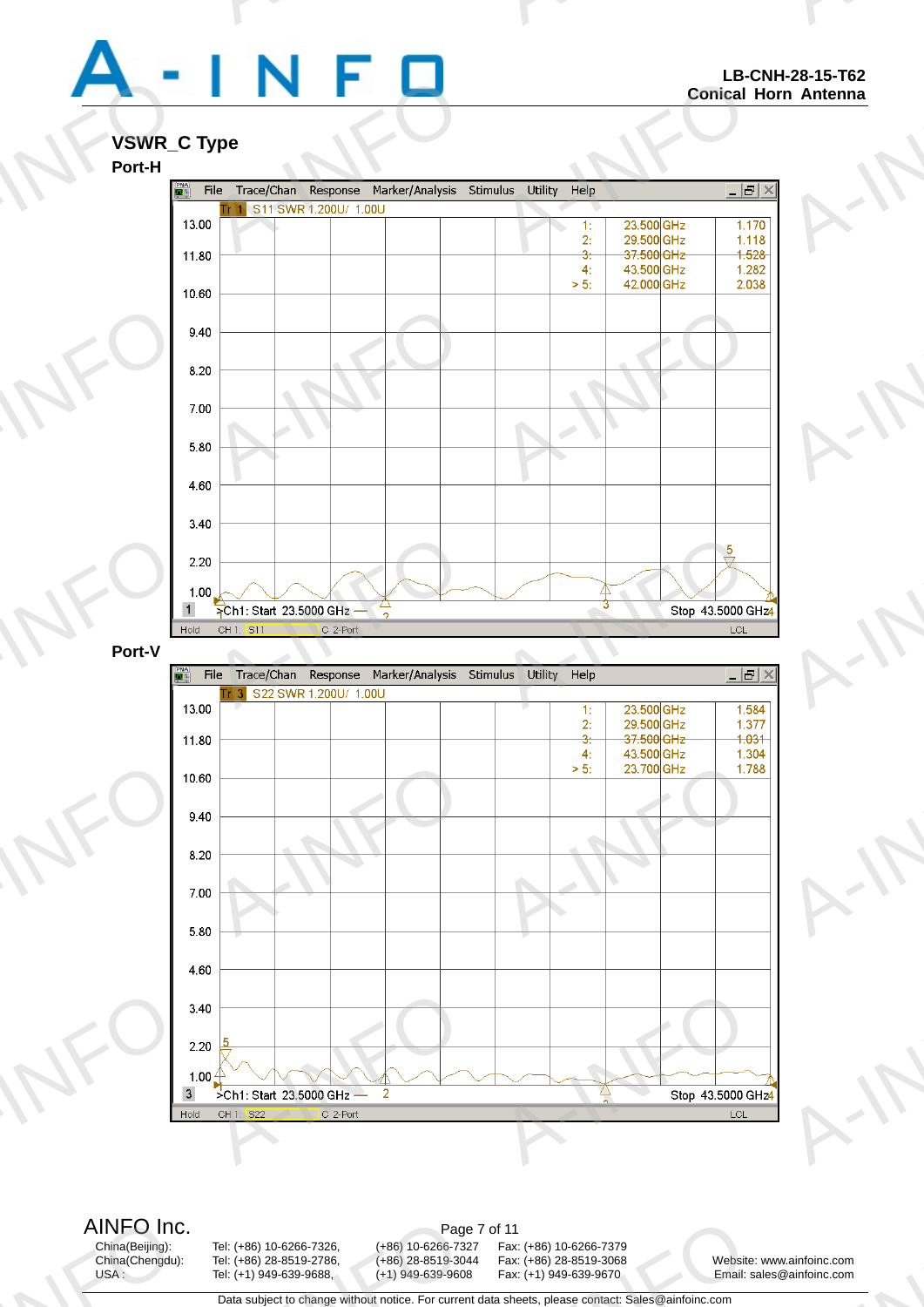## VSWR_C Type

### Port-H

Tr 1 S11 SWR 1.200U/ 1.00U

| Marker | Frequency | SWR |
|---|---|---|
| 1: | 23.500 GHz | 1.170 |
| 2: | 29.500 GHz | 1.118 |
| 3: | 37.500 GHz | 1.528 |
| 4: | 43.500 GHz | 1.282 |
| > 5: | 42.000 GHz | 2.038 |

Ch1: Start 23.5000 GHz — Stop 43.5000 GHz

### Port-V

Tr 3 S22 SWR 1.200U/ 1.00U

| Marker | Frequency | SWR |
|---|---|---|
| 1: | 23.500 GHz | 1.584 |
| 2: | 29.500 GHz | 1.377 |
| 3: | 37.500 GHz | 1.031 |
| 4: | 43.500 GHz | 1.304 |
| > 5: | 23.700 GHz | 1.788 |

Ch1: Start 23.5000 GHz — Stop 43.5000 GHz

AINFO Inc.

| | | | |
|---|---|---|---|
| China(Beijing): | Tel: (+86) 10-6266-7326, | (+86) 10-6266-7327 | Fax: (+86) 10-6266-7379 |
| China(Chengdu): | Tel: (+86) 28-8519-2786, | (+86) 28-8519-3044 | Fax: (+86) 28-8519-3068 |
| USA : | Tel: (+1) 949-639-9688, | (+1) 949-639-9608 | Fax: (+1) 949-639-9670 |

Website: www.ainfoinc.com
Email: sales@ainfoinc.com

Data subject to change without notice. For current data sheets, please contact: Sales@ainfoinc.com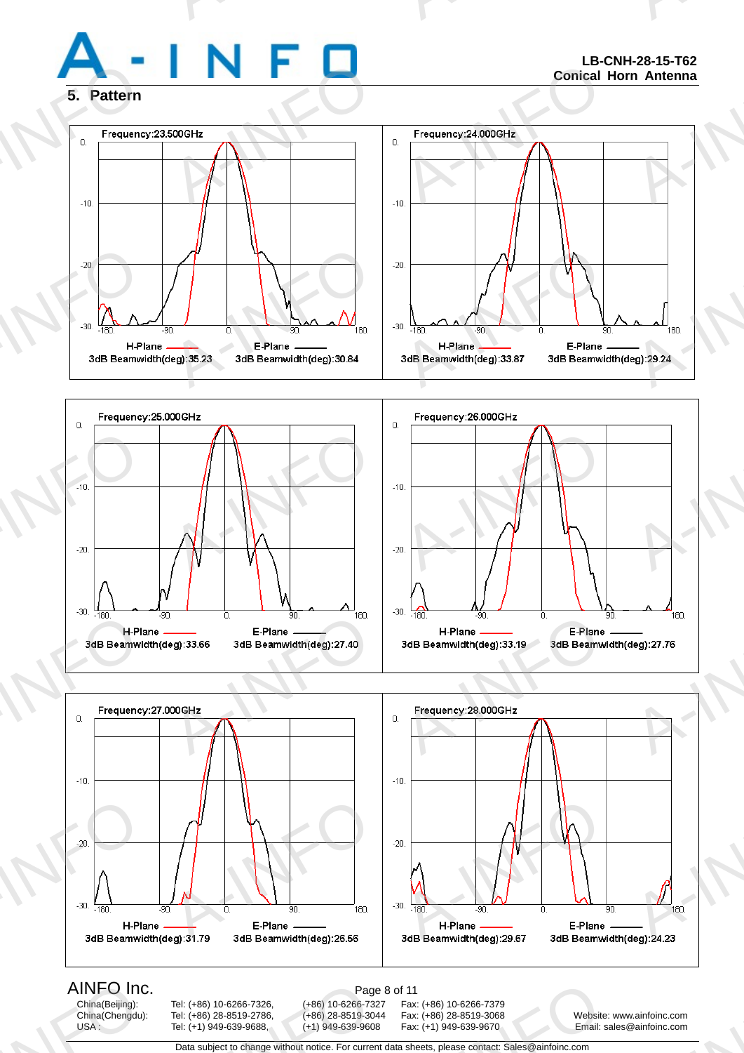## 5. Pattern

Frequency:23.500GHz

H-Plane 3dB Beamwidth(deg):35.23 E-Plane 3dB Beamwidth(deg):30.84

Frequency:24.000GHz

H-Plane 3dB Beamwidth(deg):33.87 E-Plane 3dB Beamwidth(deg):29.24

Frequency:25.000GHz

H-Plane 3dB Beamwidth(deg):33.66 E-Plane 3dB Beamwidth(deg):27.40

Frequency:26.000GHz

H-Plane 3dB Beamwidth(deg):33.19 E-Plane 3dB Beamwidth(deg):27.76

Frequency:27.000GHz

H-Plane 3dB Beamwidth(deg):31.79 E-Plane 3dB Beamwidth(deg):26.56

Frequency:28.000GHz

H-Plane 3dB Beamwidth(deg):29.67 E-Plane 3dB Beamwidth(deg):24.23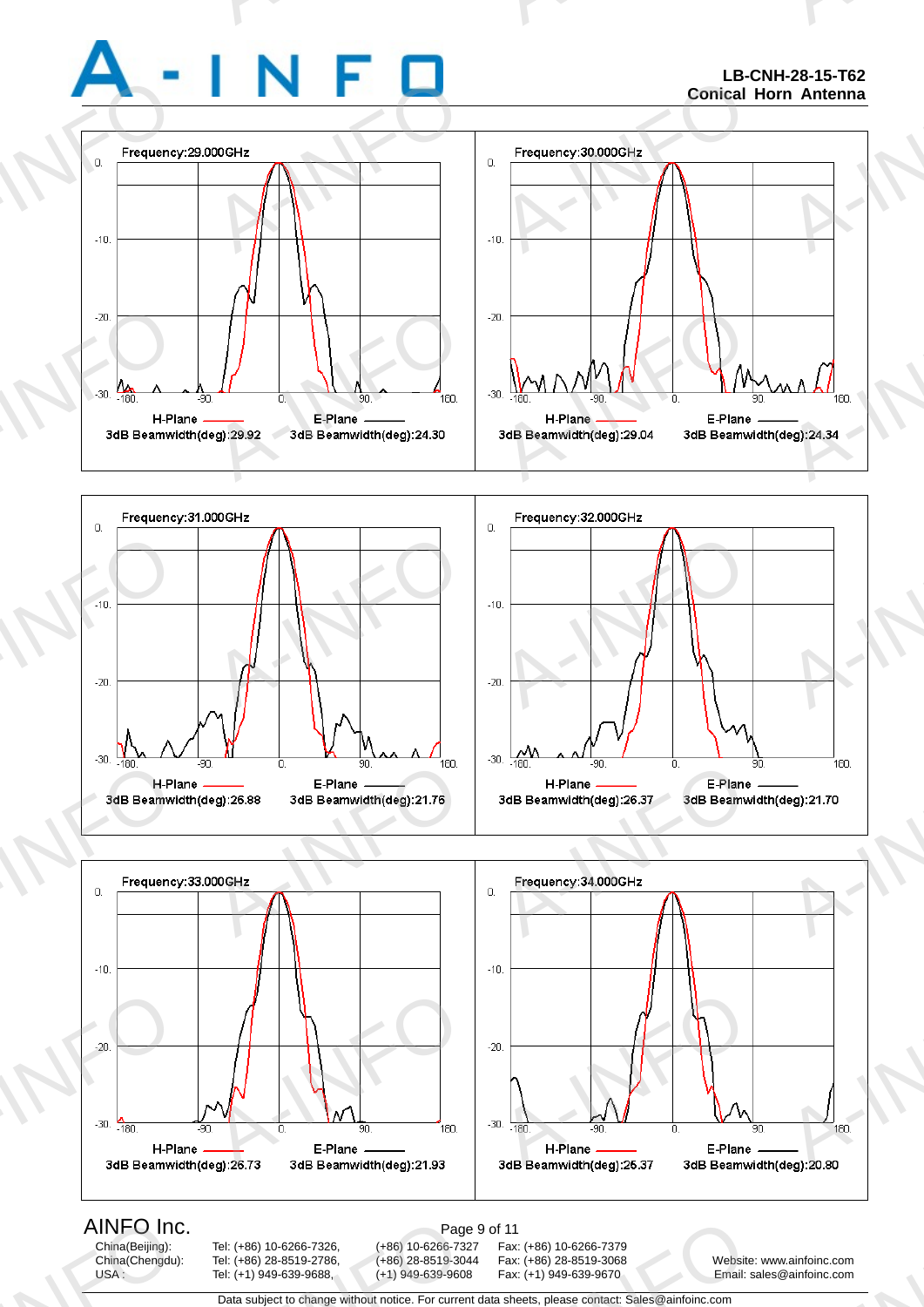**LB-CNH-28-15-T62**
**Conical Horn Antenna**

Frequency:29.000GHz

H-Plane 3dB Beamwidth(deg):29.92 E-Plane 3dB Beamwidth(deg):24.30

Frequency:30.000GHz

H-Plane 3dB Beamwidth(deg):29.04 E-Plane 3dB Beamwidth(deg):24.34

Frequency:31.000GHz

H-Plane 3dB Beamwidth(deg):26.88 E-Plane 3dB Beamwidth(deg):21.76

Frequency:32.000GHz

H-Plane 3dB Beamwidth(deg):26.37 E-Plane 3dB Beamwidth(deg):21.70

Frequency:33.000GHz

H-Plane 3dB Beamwidth(deg):26.73 E-Plane 3dB Beamwidth(deg):21.93

Frequency:34.000GHz

H-Plane 3dB Beamwidth(deg):26.37 E-Plane 3dB Beamwidth(deg):20.80

AINFO Inc.

China(Beijing): Tel: (+86) 10-6266-7326, (+86) 10-6266-7327 Fax: (+86) 10-6266-7379
China(Chengdu): Tel: (+86) 28-8519-2786, (+86) 28-8519-3044 Fax: (+86) 28-8519-3068
USA : Tel: (+1) 949-639-9688, (+1) 949-639-9608 Fax: (+1) 949-639-9670

Website: www.ainfoinc.com
Email: sales@ainfoinc.com

Data subject to change without notice. For current data sheets, please contact: Sales@ainfoinc.com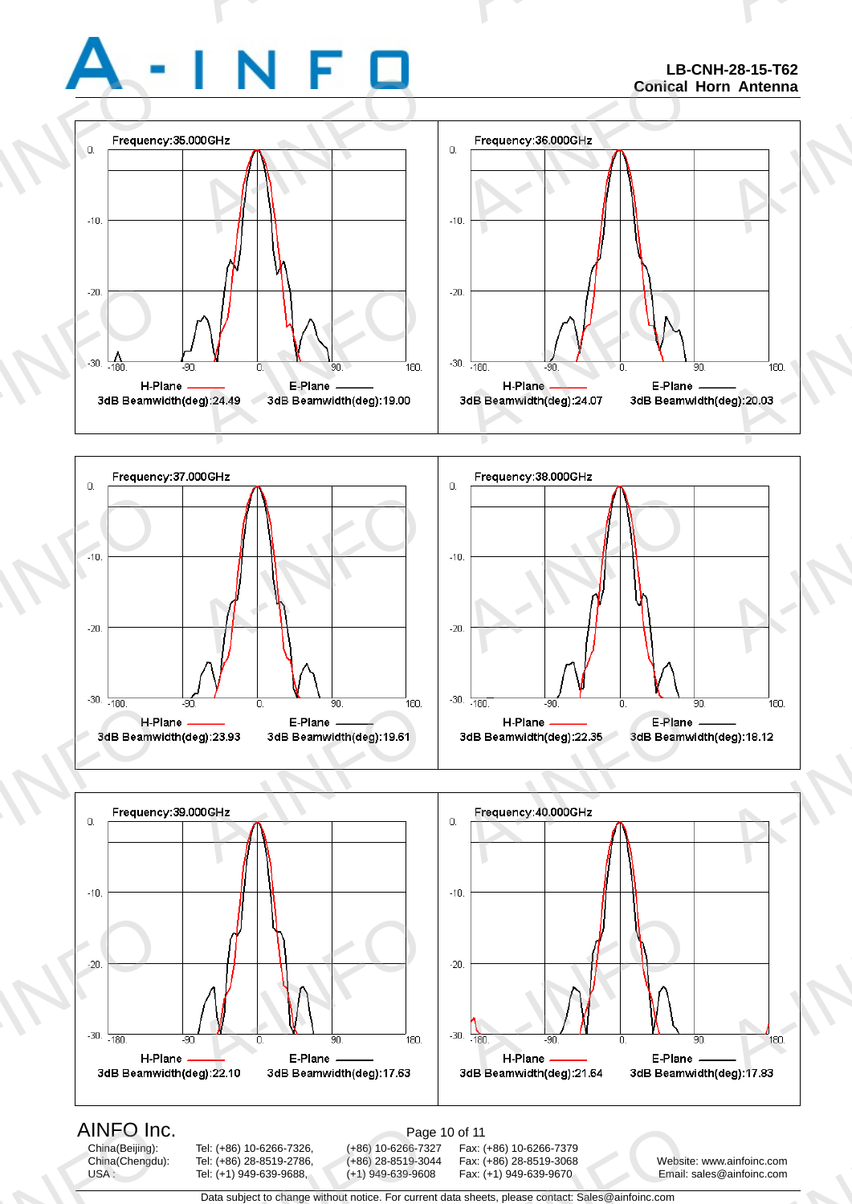Frequency:35.000GHz

H-Plane ——— E-Plane ———

3dB Beamwidth(deg):24.49 3dB Beamwidth(deg):19.00

Frequency:36.000GHz

H-Plane ——— E-Plane ———

3dB Beamwidth(deg):24.07 3dB Beamwidth(deg):20.03

Frequency:37.000GHz

H-Plane ——— E-Plane ———

3dB Beamwidth(deg):23.93 3dB Beamwidth(deg):19.61

Frequency:38.000GHz

H-Plane ——— E-Plane ———

3dB Beamwidth(deg):22.35 3dB Beamwidth(deg):18.12

Frequency:39.000GHz

H-Plane ——— E-Plane ———

3dB Beamwidth(deg):22.10 3dB Beamwidth(deg):17.63

Frequency:40.000GHz

H-Plane ——— E-Plane ———

3dB Beamwidth(deg):21.64 3dB Beamwidth(deg):17.83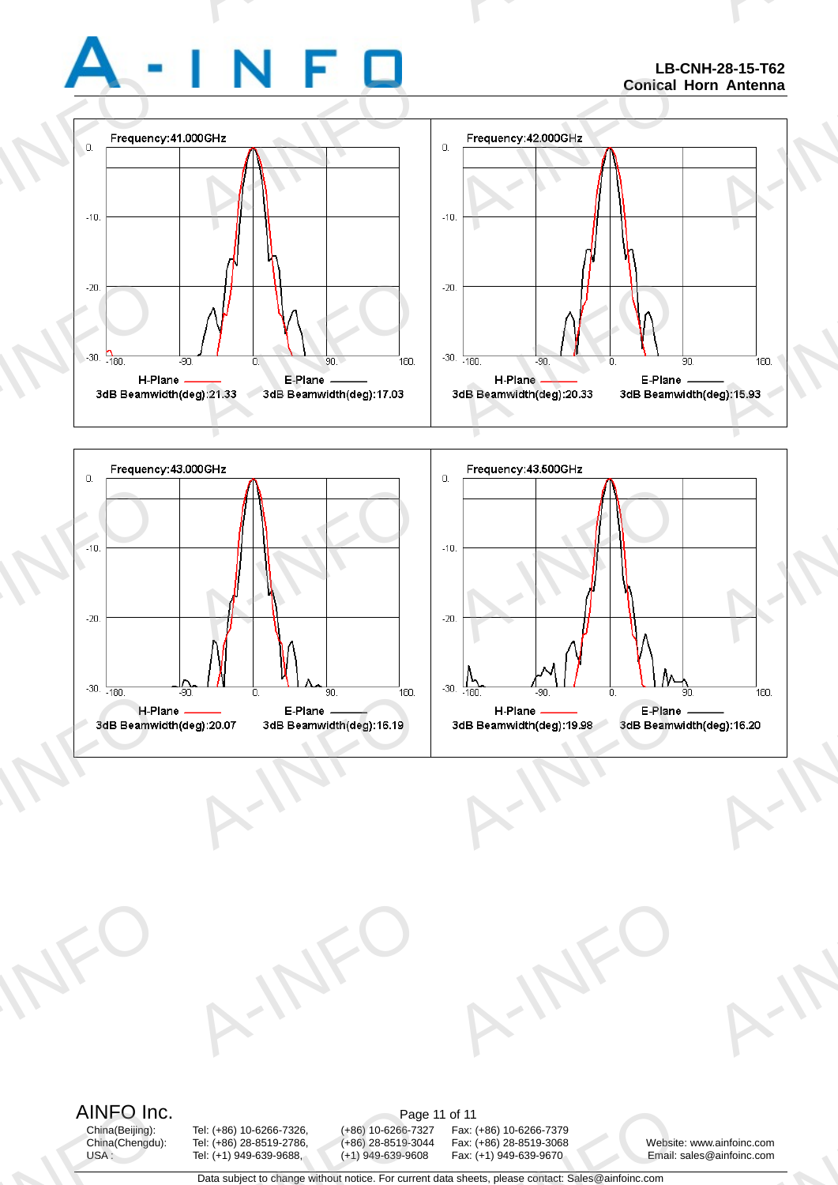Frequency:41.000GHz

0.
-10.
-20.
-30.
-180. -90. 0. 90. 180.

H-Plane
3dB Beamwidth(deg):21.33

E-Plane
3dB Beamwidth(deg):17.03

Frequency:42.000GHz

0.
-10.
-20.
-30.
-180. -90. 0. 90. 180.

H-Plane
3dB Beamwidth(deg):20.33

E-Plane
3dB Beamwidth(deg):15.93

Frequency:43.000GHz

0.
-10.
-20.
-30.
-180. -90. 0. 90. 180.

H-Plane
3dB Beamwidth(deg):20.07

E-Plane
3dB Beamwidth(deg):16.19

Frequency:43.500GHz

0.
-10.
-20.
-30.
-180. -90. 0. 90. 180.

H-Plane
3dB Beamwidth(deg):19.98

E-Plane
3dB Beamwidth(deg):16.20